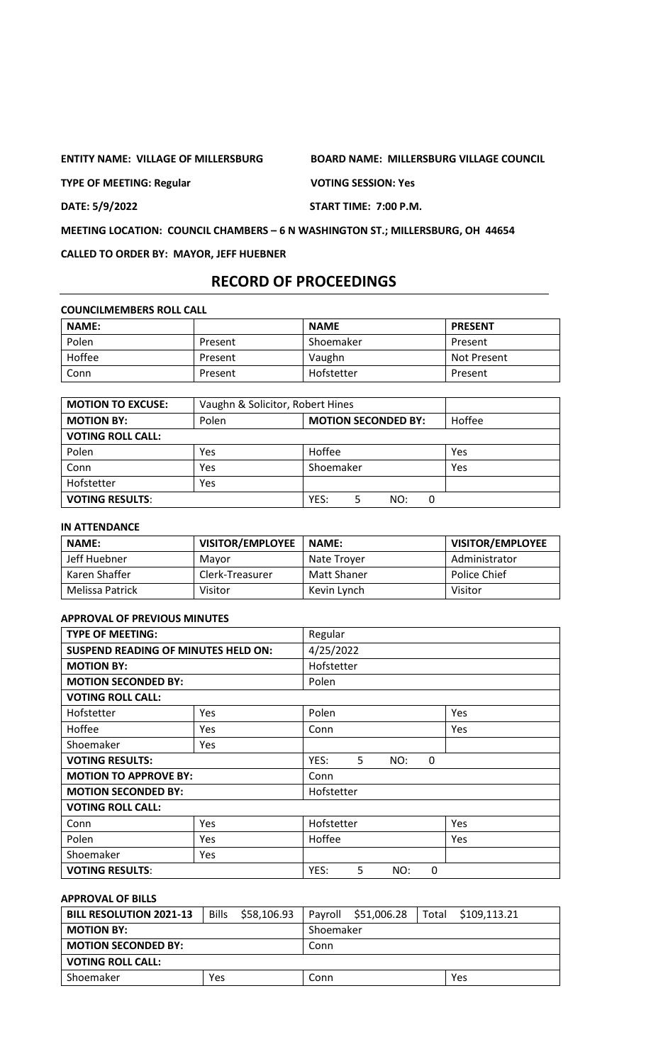**ENTITY NAME: VILLAGE OF MILLERSBURG** **BOARD NAME: MILLERSBURG VILLAGE COUNCIL**

**TYPE OF MEETING: Regular** **VOTING SESSION: Yes**

**DATE: 5/9/2022** **START TIME: 7:00 P.M.**

**MEETING LOCATION: COUNCIL CHAMBERS – 6 N WASHINGTON ST.; MILLERSBURG, OH 44654**

**CALLED TO ORDER BY: MAYOR, JEFF HUEBNER**

# RECORD OF PROCEEDINGS

**COUNCILMEMBERS ROLL CALL**

| NAME: | | NAME | PRESENT |
|---|---|---|---|
| Polen | Present | Shoemaker | Present |
| Hoffee | Present | Vaughn | Not Present |
| Conn | Present | Hofstetter | Present |

| MOTION TO EXCUSE: | Vaughn & Solicitor, Robert Hines | | |
|---|---|---|---|
| MOTION BY: | Polen | MOTION SECONDED BY: | Hoffee |
| VOTING ROLL CALL: | | | |
| Polen | Yes | Hoffee | Yes |
| Conn | Yes | Shoemaker | Yes |
| Hofstetter | Yes | | |
| VOTING RESULTS: | | YES: 5 NO: 0 | |

**IN ATTENDANCE**

| NAME: | VISITOR/EMPLOYEE | NAME: | VISITOR/EMPLOYEE |
|---|---|---|---|
| Jeff Huebner | Mayor | Nate Troyer | Administrator |
| Karen Shaffer | Clerk-Treasurer | Matt Shaner | Police Chief |
| Melissa Patrick | Visitor | Kevin Lynch | Visitor |

**APPROVAL OF PREVIOUS MINUTES**

| TYPE OF MEETING: | | Regular | |
|---|---|---|---|
| SUSPEND READING OF MINUTES HELD ON: | | 4/25/2022 | |
| MOTION BY: | | Hofstetter | |
| MOTION SECONDED BY: | | Polen | |
| VOTING ROLL CALL: | | | |
| Hofstetter | Yes | Polen | Yes |
| Hoffee | Yes | Conn | Yes |
| Shoemaker | Yes | | |
| VOTING RESULTS: | | YES: 5 NO: 0 | |
| MOTION TO APPROVE BY: | | Conn | |
| MOTION SECONDED BY: | | Hofstetter | |
| VOTING ROLL CALL: | | | |
| Conn | Yes | Hofstetter | Yes |
| Polen | Yes | Hoffee | Yes |
| Shoemaker | Yes | | |
| VOTING RESULTS: | | YES: 5 NO: 0 | |

**APPROVAL OF BILLS**

| BILL RESOLUTION 2021-13 | Bills $58,106.93 | Payroll $51,006.28 | Total $109,113.21 |
|---|---|---|---|
| MOTION BY: | | Shoemaker | |
| MOTION SECONDED BY: | | Conn | |
| VOTING ROLL CALL: | | | |
| Shoemaker | Yes | Conn | Yes |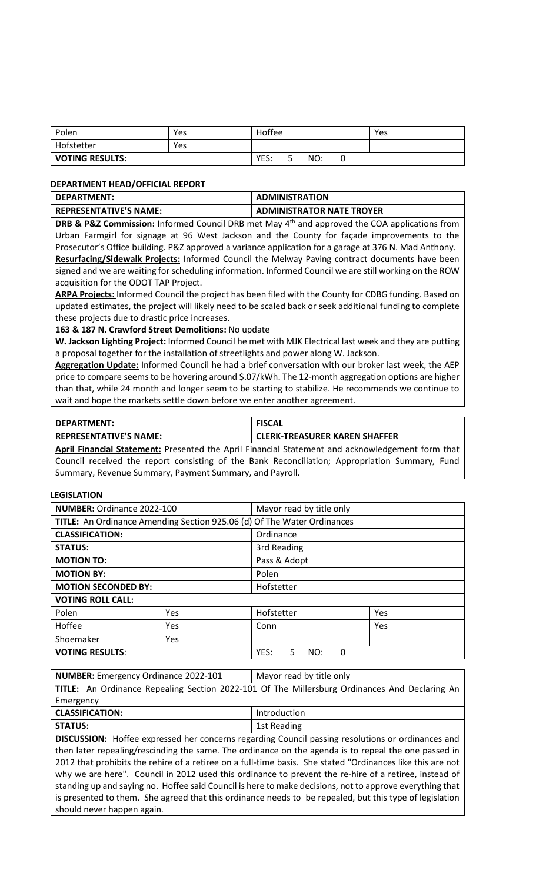| Polen | Yes | Hoffee | Yes |
|---|---|---|---|
| Hofstetter | Yes | | |
| **VOTING RESULTS:** | | YES: 5 NO: 0 | |

### DEPARTMENT HEAD/OFFICIAL REPORT

| **DEPARTMENT:** | **ADMINISTRATION** |
|---|---|
| **REPRESENTATIVE'S NAME:** | **ADMINISTRATOR NATE TROYER** |

**DRB & P&Z Commission:** Informed Council DRB met May 4th and approved the COA applications from Urban Farmgirl for signage at 96 West Jackson and the County for façade improvements to the Prosecutor's Office building. P&Z approved a variance application for a garage at 376 N. Mad Anthony.
**Resurfacing/Sidewalk Projects:** Informed Council the Melway Paving contract documents have been signed and we are waiting for scheduling information. Informed Council we are still working on the ROW acquisition for the ODOT TAP Project.
**ARPA Projects:** Informed Council the project has been filed with the County for CDBG funding. Based on updated estimates, the project will likely need to be scaled back or seek additional funding to complete these projects due to drastic price increases.
**163 & 187 N. Crawford Street Demolitions:** No update
**W. Jackson Lighting Project:** Informed Council he met with MJK Electrical last week and they are putting a proposal together for the installation of streetlights and power along W. Jackson.
**Aggregation Update:** Informed Council he had a brief conversation with our broker last week, the AEP price to compare seems to be hovering around $.07/kWh. The 12-month aggregation options are higher than that, while 24 month and longer seem to be starting to stabilize. He recommends we continue to wait and hope the markets settle down before we enter another agreement.

| **DEPARTMENT:** | **FISCAL** |
|---|---|
| **REPRESENTATIVE'S NAME:** | **CLERK-TREASURER KAREN SHAFFER** |

**April Financial Statement:** Presented the April Financial Statement and acknowledgement form that Council received the report consisting of the Bank Reconciliation; Appropriation Summary, Fund Summary, Revenue Summary, Payment Summary, and Payroll.

### LEGISLATION

| **NUMBER:** Ordinance 2022-100 | | Mayor read by title only | |
|---|---|---|---|
| **TITLE:** An Ordinance Amending Section 925.06 (d) Of The Water Ordinances | | | |
| **CLASSIFICATION:** | | Ordinance | |
| **STATUS:** | | 3rd Reading | |
| **MOTION TO:** | | Pass & Adopt | |
| **MOTION BY:** | | Polen | |
| **MOTION SECONDED BY:** | | Hofstetter | |
| **VOTING ROLL CALL:** | | | |
| Polen | Yes | Hofstetter | Yes |
| Hoffee | Yes | Conn | Yes |
| Shoemaker | Yes | | |
| **VOTING RESULTS:** | | YES: 5 NO: 0 | |

| **NUMBER:** Emergency Ordinance 2022-101 | Mayor read by title only |
|---|---|
| **TITLE:** An Ordinance Repealing Section 2022-101 Of The Millersburg Ordinances And Declaring An Emergency | |
| **CLASSIFICATION:** | Introduction |
| **STATUS:** | 1st Reading |

**DISCUSSION:** Hoffee expressed her concerns regarding Council passing resolutions or ordinances and then later repealing/rescinding the same. The ordinance on the agenda is to repeal the one passed in 2012 that prohibits the rehire of a retiree on a full-time basis. She stated "Ordinances like this are not why we are here". Council in 2012 used this ordinance to prevent the re-hire of a retiree, instead of standing up and saying no. Hoffee said Council is here to make decisions, not to approve everything that is presented to them. She agreed that this ordinance needs to be repealed, but this type of legislation should never happen again.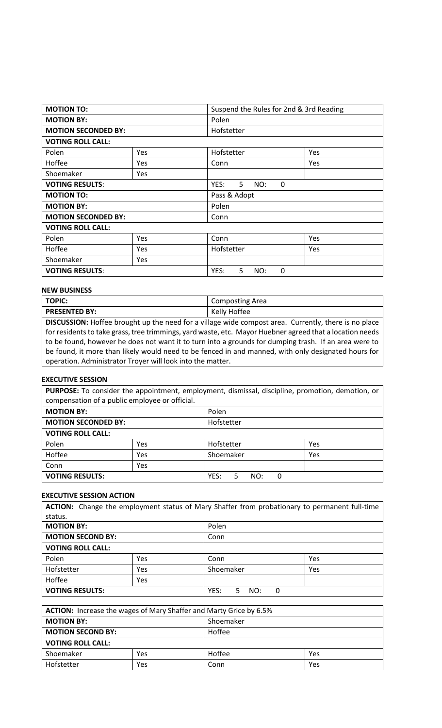| **MOTION TO:** | | Suspend the Rules for 2nd & 3rd Reading | |
|---|---|---|---|
| **MOTION BY:** | | Polen | |
| **MOTION SECONDED BY:** | | Hofstetter | |
| **VOTING ROLL CALL:** | | | |
| Polen | Yes | Hofstetter | Yes |
| Hoffee | Yes | Conn | Yes |
| Shoemaker | Yes | | |
| **VOTING RESULTS**: | | YES: 5 NO: 0 | |
| **MOTION TO:** | | Pass & Adopt | |
| **MOTION BY:** | | Polen | |
| **MOTION SECONDED BY:** | | Conn | |
| **VOTING ROLL CALL:** | | | |
| Polen | Yes | Conn | Yes |
| Hoffee | Yes | Hofstetter | Yes |
| Shoemaker | Yes | | |
| **VOTING RESULTS**: | | YES: 5 NO: 0 | |

**NEW BUSINESS**

| **TOPIC:** | Composting Area |
|---|---|
| **PRESENTED BY:** | Kelly Hoffee |

**DISCUSSION:** Hoffee brought up the need for a village wide compost area. Currently, there is no place for residents to take grass, tree trimmings, yard waste, etc. Mayor Huebner agreed that a location needs to be found, however he does not want it to turn into a grounds for dumping trash. If an area were to be found, it more than likely would need to be fenced in and manned, with only designated hours for operation. Administrator Troyer will look into the matter.

**EXECUTIVE SESSION**

**PURPOSE:** To consider the appointment, employment, dismissal, discipline, promotion, demotion, or compensation of a public employee or official.

| **MOTION BY:** | | Polen | |
|---|---|---|---|
| **MOTION SECONDED BY:** | | Hofstetter | |
| **VOTING ROLL CALL:** | | | |
| Polen | Yes | Hofstetter | Yes |
| Hoffee | Yes | Shoemaker | Yes |
| Conn | Yes | | |
| **VOTING RESULTS:** | | YES: 5 NO: 0 | |

**EXECUTIVE SESSION ACTION**

**ACTION:** Change the employment status of Mary Shaffer from probationary to permanent full-time status.

| **MOTION BY:** | | Polen | |
|---|---|---|---|
| **MOTION SECOND BY:** | | Conn | |
| **VOTING ROLL CALL:** | | | |
| Polen | Yes | Conn | Yes |
| Hofstetter | Yes | Shoemaker | Yes |
| Hoffee | Yes | | |
| **VOTING RESULTS:** | | YES: 5 NO: 0 | |

**ACTION:** Increase the wages of Mary Shaffer and Marty Grice by 6.5%

| **MOTION BY:** | | Shoemaker | |
|---|---|---|---|
| **MOTION SECOND BY:** | | Hoffee | |
| **VOTING ROLL CALL:** | | | |
| Shoemaker | Yes | Hoffee | Yes |
| Hofstetter | Yes | Conn | Yes |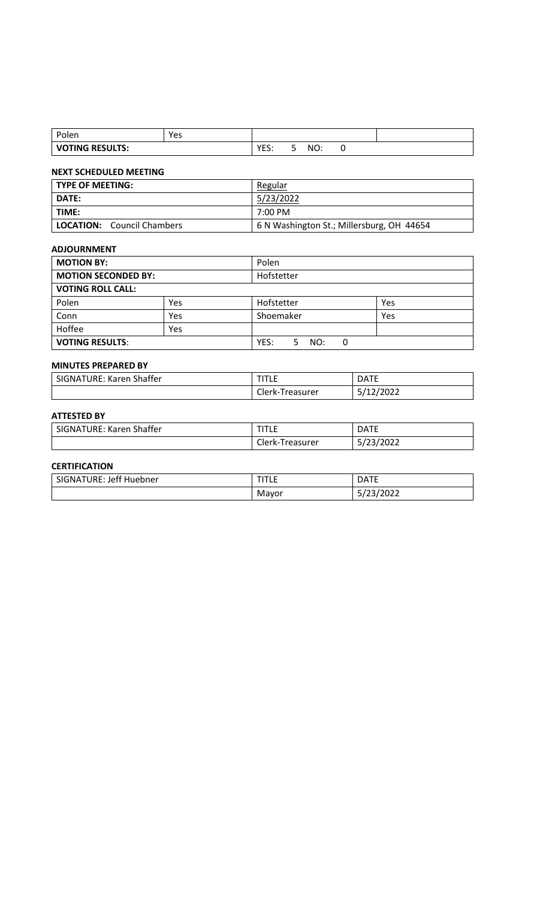| | | | |
|---|---|---|---|
| Polen | Yes | | |
| **VOTING RESULTS:** | | YES: 5 NO: 0 | |

**NEXT SCHEDULED MEETING**

| | |
|---|---|
| **TYPE OF MEETING:** | Regular |
| **DATE:** | 5/23/2022 |
| **TIME:** | 7:00 PM |
| **LOCATION:** Council Chambers | 6 N Washington St.; Millersburg, OH 44654 |

**ADJOURNMENT**

| | | | |
|---|---|---|---|
| **MOTION BY:** | | Polen | |
| **MOTION SECONDED BY:** | | Hofstetter | |
| **VOTING ROLL CALL:** | | | |
| Polen | Yes | Hofstetter | Yes |
| Conn | Yes | Shoemaker | Yes |
| Hoffee | Yes | | |
| **VOTING RESULTS**: | | YES: 5 NO: 0 | |

**MINUTES PREPARED BY**

| | | |
|---|---|---|
| SIGNATURE: Karen Shaffer | TITLE | DATE |
| | Clerk-Treasurer | 5/12/2022 |

**ATTESTED BY**

| | | |
|---|---|---|
| SIGNATURE: Karen Shaffer | TITLE | DATE |
| | Clerk-Treasurer | 5/23/2022 |

**CERTIFICATION**

| | | |
|---|---|---|
| SIGNATURE: Jeff Huebner | TITLE | DATE |
| | Mayor | 5/23/2022 |